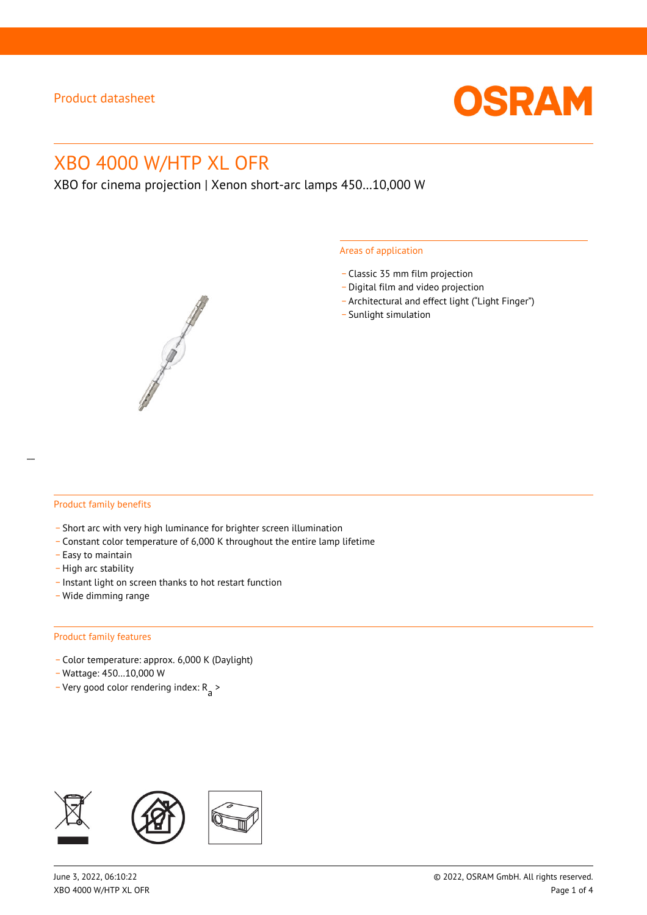Product datasheet

# XBO 4000 W/HTP XL OFR

XBO for cinema projection | Xenon short-arc lamps 450…10,000 W

## Areas of application

- Classic 35 mm film projection
- Digital film and video projection
- Architectural and effect light ("Light Finger")
- Sunlight simulation

## Product family benefits

- Short arc with very high luminance for brighter screen illumination
- Constant color temperature of 6,000 K throughout the entire lamp lifetime
- Easy to maintain
- High arc stability
- Instant light on screen thanks to hot restart function
- Wide dimming range

## Product family features

- Color temperature: approx. 6,000 K (Daylight)
- Wattage: 450…10,000 W
- Very good color rendering index: $R_a$ >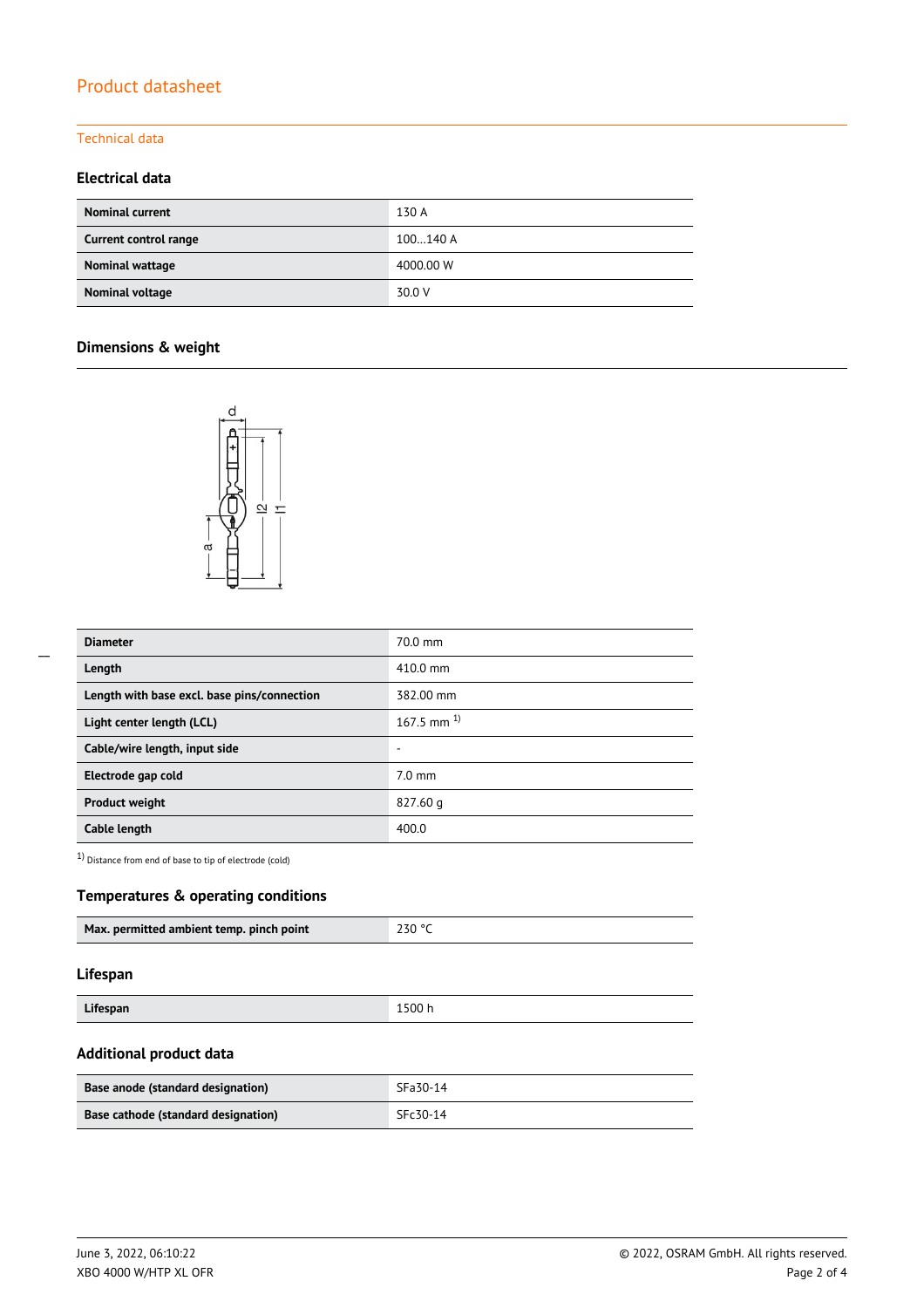# Product datasheet

## Technical data

### Electrical data

| | |
|---|---|
| **Nominal current** | 130 A |
| **Current control range** | 100…140 A |
| **Nominal wattage** | 4000.00 W |
| **Nominal voltage** | 30.0 V |

### Dimensions & weight

| | |
|---|---|
| **Diameter** | 70.0 mm |
| **Length** | 410.0 mm |
| **Length with base excl. base pins/connection** | 382.00 mm |
| **Light center length (LCL)** | 167.5 mm [1] |
| **Cable/wire length, input side** | - |
| **Electrode gap cold** | 7.0 mm |
| **Product weight** | 827.60 g |
| **Cable length** | 400.0 |

[1] Distance from end of base to tip of electrode (cold)

### Temperatures & operating conditions

| | |
|---|---|
| **Max. permitted ambient temp. pinch point** | 230 °C |

### Lifespan

| | |
|---|---|
| **Lifespan** | 1500 h |

### Additional product data

| | |
|---|---|
| **Base anode (standard designation)** | SFa30-14 |
| **Base cathode (standard designation)** | SFc30-14 |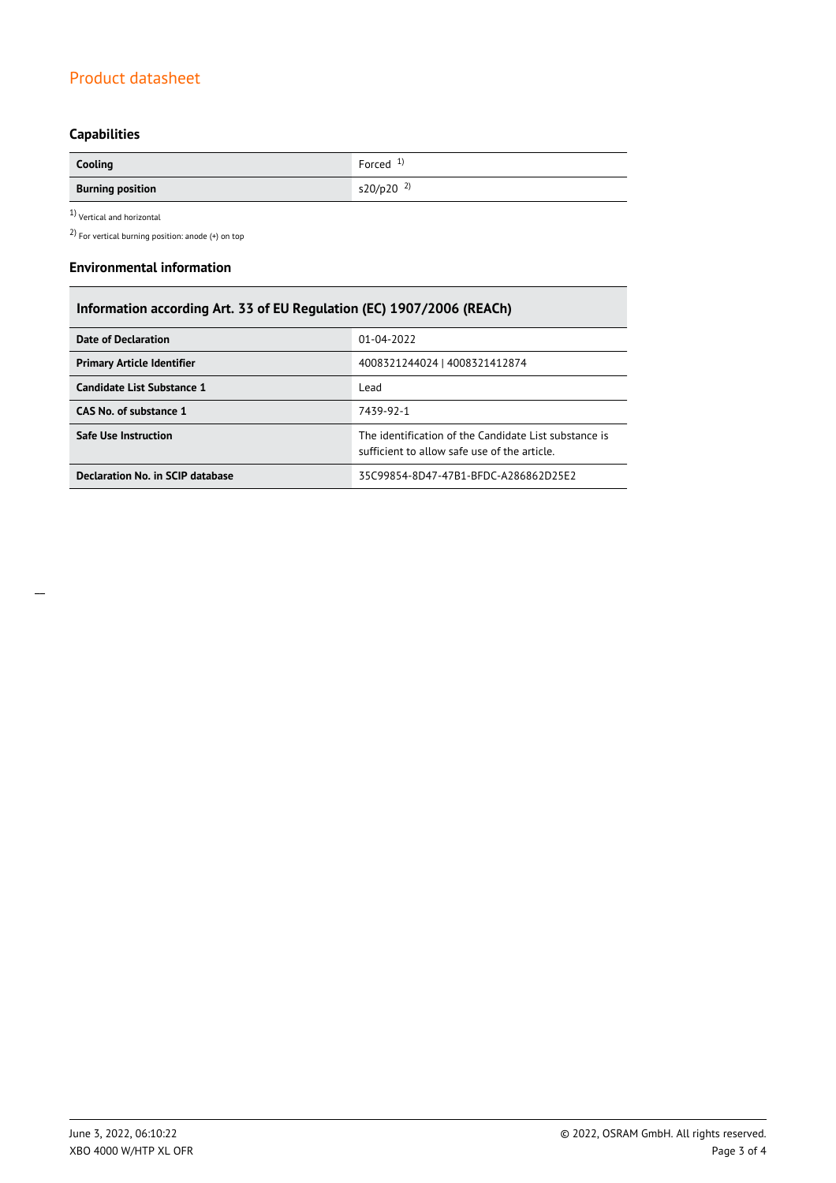## Capabilities

| Cooling | Forced [1] |
|---|---|
| **Burning position** | s20/p20 [2] |

[1] Vertical and horizontal

[2] For vertical burning position: anode (+) on top

## Environmental information

| Information according Art. 33 of EU Regulation (EC) 1907/2006 (REACh) | |
|---|---|
| **Date of Declaration** | 01-04-2022 |
| **Primary Article Identifier** | 4008321244024 \| 4008321412874 |
| **Candidate List Substance 1** | Lead |
| **CAS No. of substance 1** | 7439-92-1 |
| **Safe Use Instruction** | The identification of the Candidate List substance is sufficient to allow safe use of the article. |
| **Declaration No. in SCIP database** | 35C99854-8D47-47B1-BFDC-A286862D25E2 |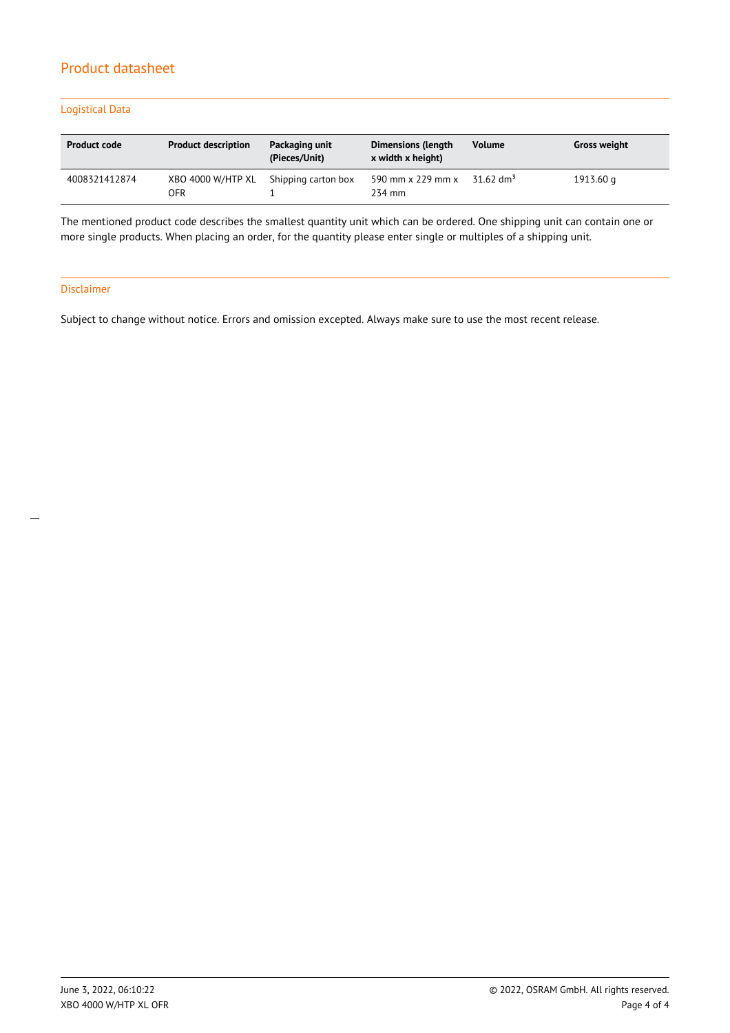## Product datasheet

### Logistical Data

| Product code | Product description | Packaging unit (Pieces/Unit) | Dimensions (length x width x height) | Volume | Gross weight |
|---|---|---|---|---|---|
| 4008321412874 | XBO 4000 W/HTP XL OFR | Shipping carton box 1 | 590 mm x 229 mm x 234 mm | 31.62 $dm^3$ | 1913.60 g |

The mentioned product code describes the smallest quantity unit which can be ordered. One shipping unit can contain one or more single products. When placing an order, for the quantity please enter single or multiples of a shipping unit.

### Disclaimer

Subject to change without notice. Errors and omission excepted. Always make sure to use the most recent release.